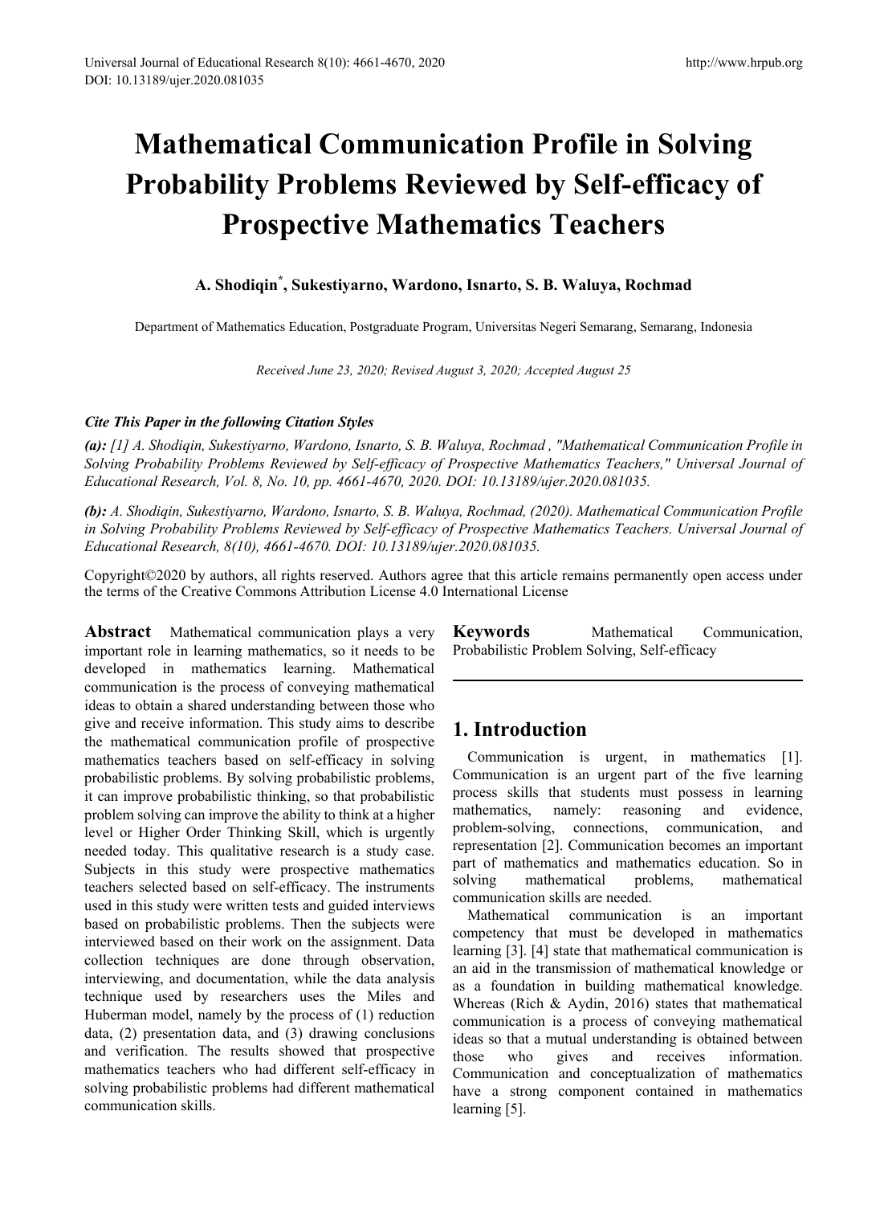# Mathematical Communication Profile in Solving Probability Problems Reviewed by Self-efficacy of Prospective Mathematics Teachers

**A. Shodiqin*, Sukestiyarno, Wardono, Isnarto, S. B. Waluya, Rochmad**

Department of Mathematics Education, Postgraduate Program, Universitas Negeri Semarang, Semarang, Indonesia

*Received June 23, 2020; Revised August 3, 2020; Accepted August 25*

***Cite This Paper in the following Citation Styles***

***(a):** [1] A. Shodiqin, Sukestiyarno, Wardono, Isnarto, S. B. Waluya, Rochmad , "Mathematical Communication Profile in Solving Probability Problems Reviewed by Self-efficacy of Prospective Mathematics Teachers," Universal Journal of Educational Research, Vol. 8, No. 10, pp. 4661-4670, 2020. DOI: 10.13189/ujer.2020.081035.*

***(b):** A. Shodiqin, Sukestiyarno, Wardono, Isnarto, S. B. Waluya, Rochmad, (2020). Mathematical Communication Profile in Solving Probability Problems Reviewed by Self-efficacy of Prospective Mathematics Teachers. Universal Journal of Educational Research, 8(10), 4661-4670. DOI: 10.13189/ujer.2020.081035.*

Copyright©2020 by authors, all rights reserved. Authors agree that this article remains permanently open access under the terms of the Creative Commons Attribution License 4.0 International License

**Abstract** Mathematical communication plays a very important role in learning mathematics, so it needs to be developed in mathematics learning. Mathematical communication is the process of conveying mathematical ideas to obtain a shared understanding between those who give and receive information. This study aims to describe the mathematical communication profile of prospective mathematics teachers based on self-efficacy in solving probabilistic problems. By solving probabilistic problems, it can improve probabilistic thinking, so that probabilistic problem solving can improve the ability to think at a higher level or Higher Order Thinking Skill, which is urgently needed today. This qualitative research is a study case. Subjects in this study were prospective mathematics teachers selected based on self-efficacy. The instruments used in this study were written tests and guided interviews based on probabilistic problems. Then the subjects were interviewed based on their work on the assignment. Data collection techniques are done through observation, interviewing, and documentation, while the data analysis technique used by researchers uses the Miles and Huberman model, namely by the process of (1) reduction data, (2) presentation data, and (3) drawing conclusions and verification. The results showed that prospective mathematics teachers who had different self-efficacy in solving probabilistic problems had different mathematical communication skills.

**Keywords** Mathematical Communication, Probabilistic Problem Solving, Self-efficacy

## 1. Introduction

Communication is urgent, in mathematics [1]. Communication is an urgent part of the five learning process skills that students must possess in learning mathematics, namely: reasoning and evidence, problem-solving, connections, communication, and representation [2]. Communication becomes an important part of mathematics and mathematics education. So in solving mathematical problems, mathematical communication skills are needed.

Mathematical communication is an important competency that must be developed in mathematics learning [3]. [4] state that mathematical communication is an aid in the transmission of mathematical knowledge or as a foundation in building mathematical knowledge. Whereas (Rich & Aydin, 2016) states that mathematical communication is a process of conveying mathematical ideas so that a mutual understanding is obtained between those who gives and receives information. Communication and conceptualization of mathematics have a strong component contained in mathematics learning [5].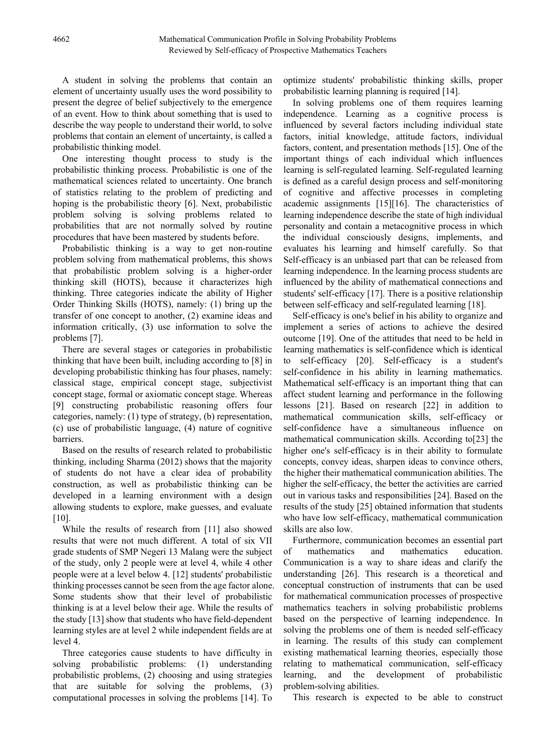A student in solving the problems that contain an element of uncertainty usually uses the word possibility to present the degree of belief subjectively to the emergence of an event. How to think about something that is used to describe the way people to understand their world, to solve problems that contain an element of uncertainty, is called a probabilistic thinking model.

One interesting thought process to study is the probabilistic thinking process. Probabilistic is one of the mathematical sciences related to uncertainty. One branch of statistics relating to the problem of predicting and hoping is the probabilistic theory [6]. Next, probabilistic problem solving is solving problems related to probabilities that are not normally solved by routine procedures that have been mastered by students before.

Probabilistic thinking is a way to get non-routine problem solving from mathematical problems, this shows that probabilistic problem solving is a higher-order thinking skill (HOTS), because it characterizes high thinking. Three categories indicate the ability of Higher Order Thinking Skills (HOTS), namely: (1) bring up the transfer of one concept to another, (2) examine ideas and information critically, (3) use information to solve the problems [7].

There are several stages or categories in probabilistic thinking that have been built, including according to [8] in developing probabilistic thinking has four phases, namely: classical stage, empirical concept stage, subjectivist concept stage, formal or axiomatic concept stage. Whereas [9] constructing probabilistic reasoning offers four categories, namely: (1) type of strategy, (b) representation, (c) use of probabilistic language, (4) nature of cognitive barriers.

Based on the results of research related to probabilistic thinking, including Sharma (2012) shows that the majority of students do not have a clear idea of probability construction, as well as probabilistic thinking can be developed in a learning environment with a design allowing students to explore, make guesses, and evaluate [10].

While the results of research from [11] also showed results that were not much different. A total of six VII grade students of SMP Negeri 13 Malang were the subject of the study, only 2 people were at level 4, while 4 other people were at a level below 4. [12] students' probabilistic thinking processes cannot be seen from the age factor alone. Some students show that their level of probabilistic thinking is at a level below their age. While the results of the study [13] show that students who have field-dependent learning styles are at level 2 while independent fields are at level 4.

Three categories cause students to have difficulty in solving probabilistic problems: (1) understanding probabilistic problems, (2) choosing and using strategies that are suitable for solving the problems, (3) computational processes in solving the problems [14]. To optimize students' probabilistic thinking skills, proper probabilistic learning planning is required [14].

In solving problems one of them requires learning independence. Learning as a cognitive process is influenced by several factors including individual state factors, initial knowledge, attitude factors, individual factors, content, and presentation methods [15]. One of the important things of each individual which influences learning is self-regulated learning. Self-regulated learning is defined as a careful design process and self-monitoring of cognitive and affective processes in completing academic assignments [15][16]. The characteristics of learning independence describe the state of high individual personality and contain a metacognitive process in which the individual consciously designs, implements, and evaluates his learning and himself carefully. So that Self-efficacy is an unbiased part that can be released from learning independence. In the learning process students are influenced by the ability of mathematical connections and students' self-efficacy [17]. There is a positive relationship between self-efficacy and self-regulated learning [18].

Self-efficacy is one's belief in his ability to organize and implement a series of actions to achieve the desired outcome [19]. One of the attitudes that need to be held in learning mathematics is self-confidence which is identical to self-efficacy [20]. Self-efficacy is a student's self-confidence in his ability in learning mathematics. Mathematical self-efficacy is an important thing that can affect student learning and performance in the following lessons [21]. Based on research [22] in addition to mathematical communication skills, self-efficacy or self-confidence have a simultaneous influence on mathematical communication skills. According to[23] the higher one's self-efficacy is in their ability to formulate concepts, convey ideas, sharpen ideas to convince others, the higher their mathematical communication abilities. The higher the self-efficacy, the better the activities are carried out in various tasks and responsibilities [24]. Based on the results of the study [25] obtained information that students who have low self-efficacy, mathematical communication skills are also low.

Furthermore, communication becomes an essential part of mathematics and mathematics education. Communication is a way to share ideas and clarify the understanding [26]. This research is a theoretical and conceptual construction of instruments that can be used for mathematical communication processes of prospective mathematics teachers in solving probabilistic problems based on the perspective of learning independence. In solving the problems one of them is needed self-efficacy in learning. The results of this study can complement existing mathematical learning theories, especially those relating to mathematical communication, self-efficacy learning, and the development of probabilistic problem-solving abilities.

This research is expected to be able to construct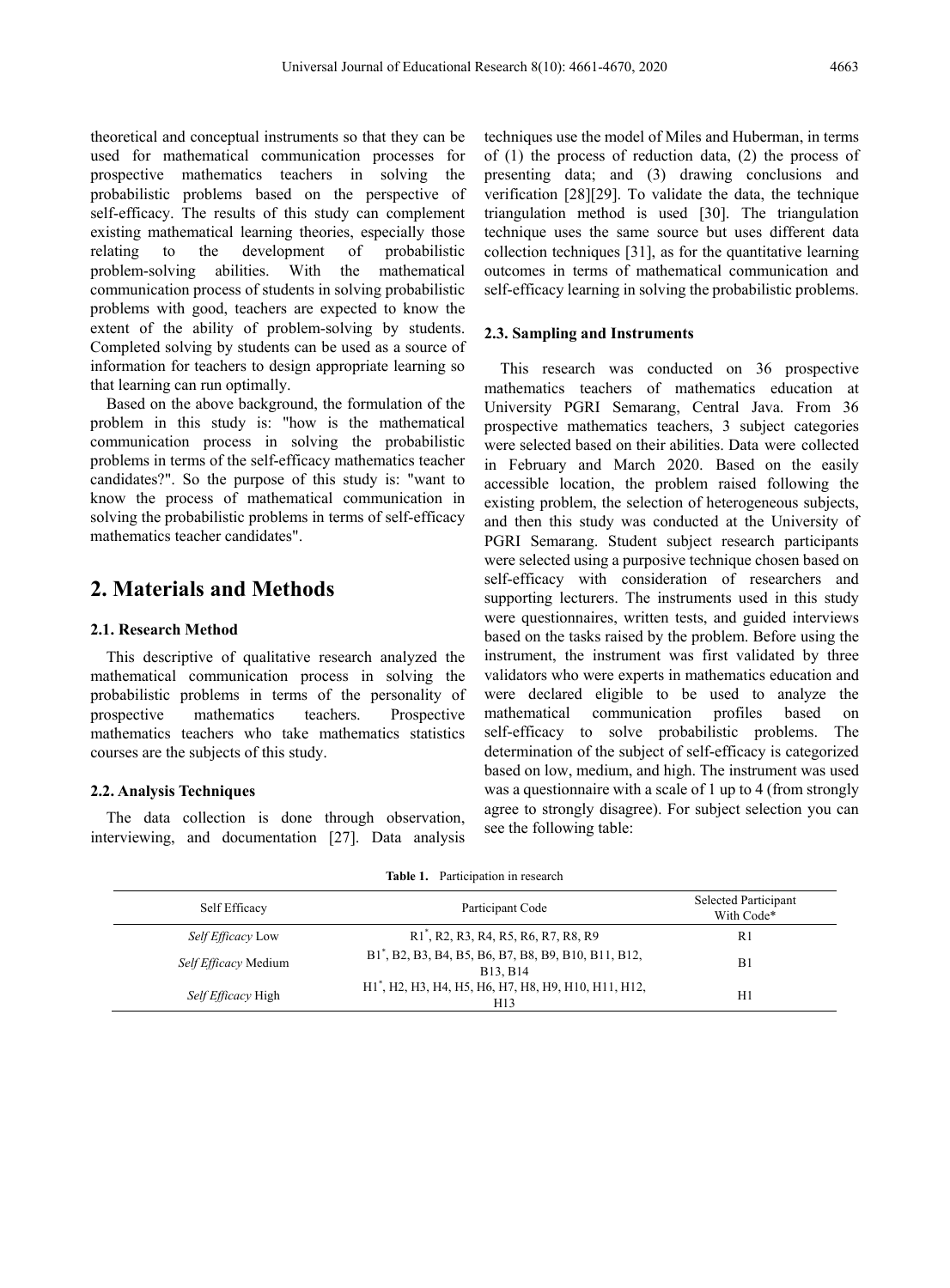theoretical and conceptual instruments so that they can be used for mathematical communication processes for prospective mathematics teachers in solving the probabilistic problems based on the perspective of self-efficacy. The results of this study can complement existing mathematical learning theories, especially those relating to the development of probabilistic problem-solving abilities. With the mathematical communication process of students in solving probabilistic problems with good, teachers are expected to know the extent of the ability of problem-solving by students. Completed solving by students can be used as a source of information for teachers to design appropriate learning so that learning can run optimally.

Based on the above background, the formulation of the problem in this study is: "how is the mathematical communication process in solving the probabilistic problems in terms of the self-efficacy mathematics teacher candidates?". So the purpose of this study is: "want to know the process of mathematical communication in solving the probabilistic problems in terms of self-efficacy mathematics teacher candidates".

# 2. Materials and Methods

## 2.1. Research Method

This descriptive of qualitative research analyzed the mathematical communication process in solving the probabilistic problems in terms of the personality of prospective mathematics teachers. Prospective mathematics teachers who take mathematics statistics courses are the subjects of this study.

## 2.2. Analysis Techniques

The data collection is done through observation, interviewing, and documentation [27]. Data analysis techniques use the model of Miles and Huberman, in terms of (1) the process of reduction data, (2) the process of presenting data; and (3) drawing conclusions and verification [28][29]. To validate the data, the technique triangulation method is used [30]. The triangulation technique uses the same source but uses different data collection techniques [31], as for the quantitative learning outcomes in terms of mathematical communication and self-efficacy learning in solving the probabilistic problems.

## 2.3. Sampling and Instruments

This research was conducted on 36 prospective mathematics teachers of mathematics education at University PGRI Semarang, Central Java. From 36 prospective mathematics teachers, 3 subject categories were selected based on their abilities. Data were collected in February and March 2020. Based on the easily accessible location, the problem raised following the existing problem, the selection of heterogeneous subjects, and then this study was conducted at the University of PGRI Semarang. Student subject research participants were selected using a purposive technique chosen based on self-efficacy with consideration of researchers and supporting lecturers. The instruments used in this study were questionnaires, written tests, and guided interviews based on the tasks raised by the problem. Before using the instrument, the instrument was first validated by three validators who were experts in mathematics education and were declared eligible to be used to analyze the mathematical communication profiles based on self-efficacy to solve probabilistic problems. The determination of the subject of self-efficacy is categorized based on low, medium, and high. The instrument was used was a questionnaire with a scale of 1 up to 4 (from strongly agree to strongly disagree). For subject selection you can see the following table:

**Table 1.** Participation in research

| Self Efficacy | Participant Code | Selected Participant With Code* |
|---|---|---|
| *Self Efficacy* Low | R1*, R2, R3, R4, R5, R6, R7, R8, R9 | R1 |
| *Self Efficacy* Medium | B1*, B2, B3, B4, B5, B6, B7, B8, B9, B10, B11, B12, B13, B14 | B1 |
| *Self Efficacy* High | H1*, H2, H3, H4, H5, H6, H7, H8, H9, H10, H11, H12, H13 | H1 |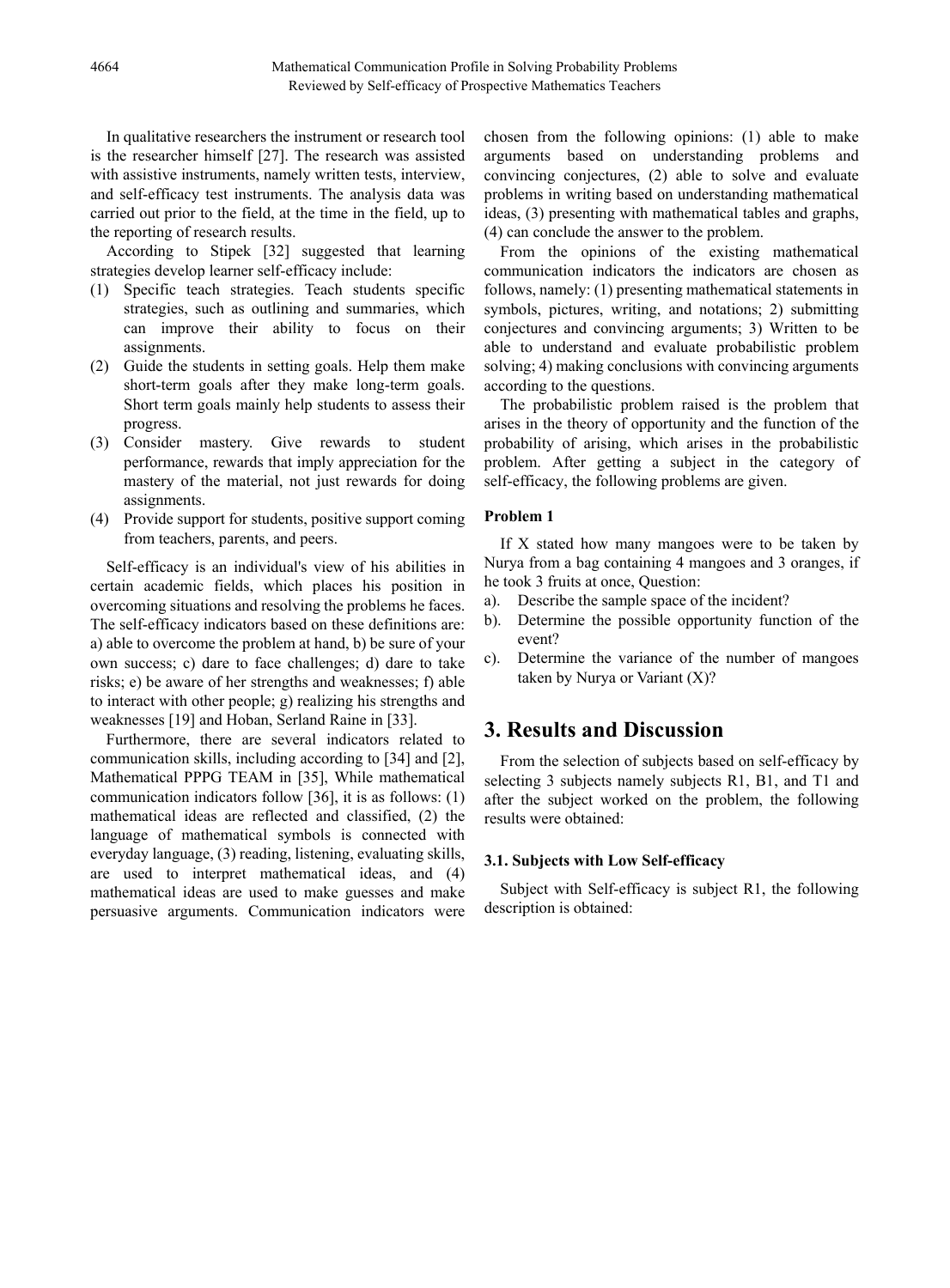In qualitative researchers the instrument or research tool is the researcher himself [27]. The research was assisted with assistive instruments, namely written tests, interview, and self-efficacy test instruments. The analysis data was carried out prior to the field, at the time in the field, up to the reporting of research results.

According to Stipek [32] suggested that learning strategies develop learner self-efficacy include:

(1) Specific teach strategies. Teach students specific strategies, such as outlining and summaries, which can improve their ability to focus on their assignments.
(2) Guide the students in setting goals. Help them make short-term goals after they make long-term goals. Short term goals mainly help students to assess their progress.
(3) Consider mastery. Give rewards to student performance, rewards that imply appreciation for the mastery of the material, not just rewards for doing assignments.
(4) Provide support for students, positive support coming from teachers, parents, and peers.

Self-efficacy is an individual's view of his abilities in certain academic fields, which places his position in overcoming situations and resolving the problems he faces. The self-efficacy indicators based on these definitions are: a) able to overcome the problem at hand, b) be sure of your own success; c) dare to face challenges; d) dare to take risks; e) be aware of her strengths and weaknesses; f) able to interact with other people; g) realizing his strengths and weaknesses [19] and Hoban, Serland Raine in [33].

Furthermore, there are several indicators related to communication skills, including according to [34] and [2], Mathematical PPPG TEAM in [35], While mathematical communication indicators follow [36], it is as follows: (1) mathematical ideas are reflected and classified, (2) the language of mathematical symbols is connected with everyday language, (3) reading, listening, evaluating skills, are used to interpret mathematical ideas, and (4) mathematical ideas are used to make guesses and make persuasive arguments. Communication indicators were chosen from the following opinions: (1) able to make arguments based on understanding problems and convincing conjectures, (2) able to solve and evaluate problems in writing based on understanding mathematical ideas, (3) presenting with mathematical tables and graphs, (4) can conclude the answer to the problem.

From the opinions of the existing mathematical communication indicators the indicators are chosen as follows, namely: (1) presenting mathematical statements in symbols, pictures, writing, and notations; 2) submitting conjectures and convincing arguments; 3) Written to be able to understand and evaluate probabilistic problem solving; 4) making conclusions with convincing arguments according to the questions.

The probabilistic problem raised is the problem that arises in the theory of opportunity and the function of the probability of arising, which arises in the probabilistic problem. After getting a subject in the category of self-efficacy, the following problems are given.

**Problem 1**

If X stated how many mangoes were to be taken by Nurya from a bag containing 4 mangoes and 3 oranges, if he took 3 fruits at once, Question:

a). Describe the sample space of the incident?
b). Determine the possible opportunity function of the event?
c). Determine the variance of the number of mangoes taken by Nurya or Variant (X)?

## 3. Results and Discussion

From the selection of subjects based on self-efficacy by selecting 3 subjects namely subjects R1, B1, and T1 and after the subject worked on the problem, the following results were obtained:

### 3.1. Subjects with Low Self-efficacy

Subject with Self-efficacy is subject R1, the following description is obtained: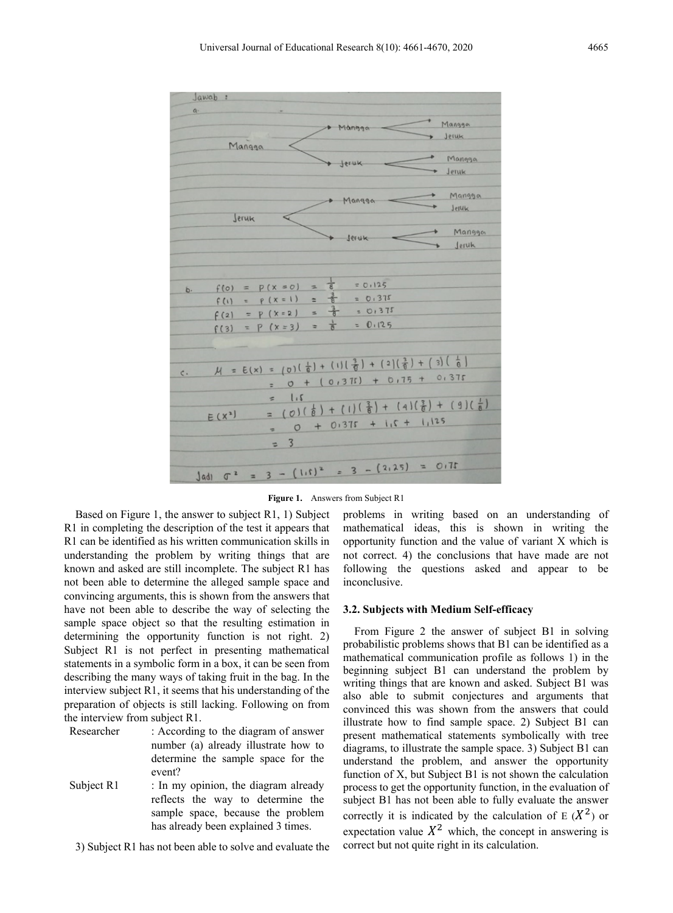Figure 1. Answers from Subject R1

Based on Figure 1, the answer to subject R1, 1) Subject R1 in completing the description of the test it appears that R1 can be identified as his written communication skills in understanding the problem by writing things that are known and asked are still incomplete. The subject R1 has not been able to determine the alleged sample space and convincing arguments, this is shown from the answers that have not been able to describe the way of selecting the sample space object so that the resulting estimation in determining the opportunity function is not right. 2) Subject R1 is not perfect in presenting mathematical statements in a symbolic form in a box, it can be seen from describing the many ways of taking fruit in the bag. In the interview subject R1, it seems that his understanding of the preparation of objects is still lacking. Following on from the interview from subject R1.

Researcher : According to the diagram of answer number (a) already illustrate how to determine the sample space for the event?

Subject R1 : In my opinion, the diagram already reflects the way to determine the sample space, because the problem has already been explained 3 times.

3) Subject R1 has not been able to solve and evaluate the problems in writing based on an understanding of mathematical ideas, this is shown in writing the opportunity function and the value of variant X which is not correct. 4) the conclusions that have made are not following the questions asked and appear to be inconclusive.

### 3.2. Subjects with Medium Self-efficacy

From Figure 2 the answer of subject B1 in solving probabilistic problems shows that B1 can be identified as a mathematical communication profile as follows 1) in the beginning subject B1 can understand the problem by writing things that are known and asked. Subject B1 was also able to submit conjectures and arguments that convinced this was shown from the answers that could illustrate how to find sample space. 2) Subject B1 can present mathematical statements symbolically with tree diagrams, to illustrate the sample space. 3) Subject B1 can understand the problem, and answer the opportunity function of X, but Subject B1 is not shown the calculation process to get the opportunity function, in the evaluation of subject B1 has not been able to fully evaluate the answer correctly it is indicated by the calculation of E ($X^2$) or expectation value $X^2$ which, the concept in answering is correct but not quite right in its calculation.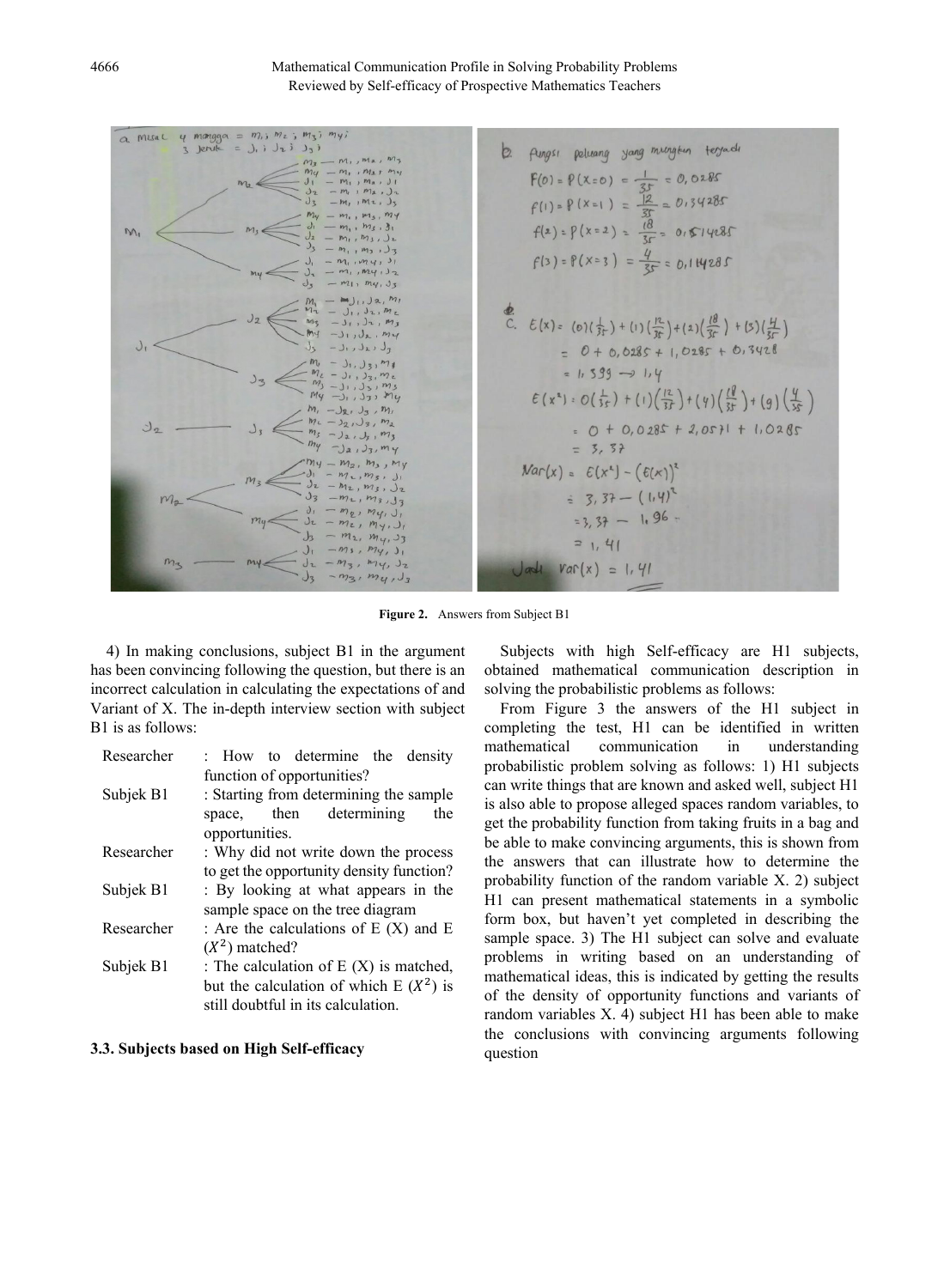**Figure 2.** Answers from Subject B1

4) In making conclusions, subject B1 in the argument has been convincing following the question, but there is an incorrect calculation in calculating the expectations of and Variant of X. The in-depth interview section with subject B1 is as follows:

| | |
|---|---|
| Researcher | : How to determine the density function of opportunities? |
| Subjek B1 | : Starting from determining the sample space, then determining the opportunities. |
| Researcher | : Why did not write down the process to get the opportunity density function? |
| Subjek B1 | : By looking at what appears in the sample space on the tree diagram |
| Researcher | : Are the calculations of E (X) and E ($X^2$) matched? |
| Subjek B1 | : The calculation of E (X) is matched, but the calculation of which E ($X^2$) is still doubtful in its calculation. |

### 3.3. Subjects based on High Self-efficacy

Subjects with high Self-efficacy are H1 subjects, obtained mathematical communication description in solving the probabilistic problems as follows:

From Figure 3 the answers of the H1 subject in completing the test, H1 can be identified in written mathematical communication in understanding probabilistic problem solving as follows: 1) H1 subjects can write things that are known and asked well, subject H1 is also able to propose alleged spaces random variables, to get the probability function from taking fruits in a bag and be able to make convincing arguments, this is shown from the answers that can illustrate how to determine the probability function of the random variable X. 2) subject H1 can present mathematical statements in a symbolic form box, but haven't yet completed in describing the sample space. 3) The H1 subject can solve and evaluate problems in writing based on an understanding of mathematical ideas, this is indicated by getting the results of the density of opportunity functions and variants of random variables X. 4) subject H1 has been able to make the conclusions with convincing arguments following question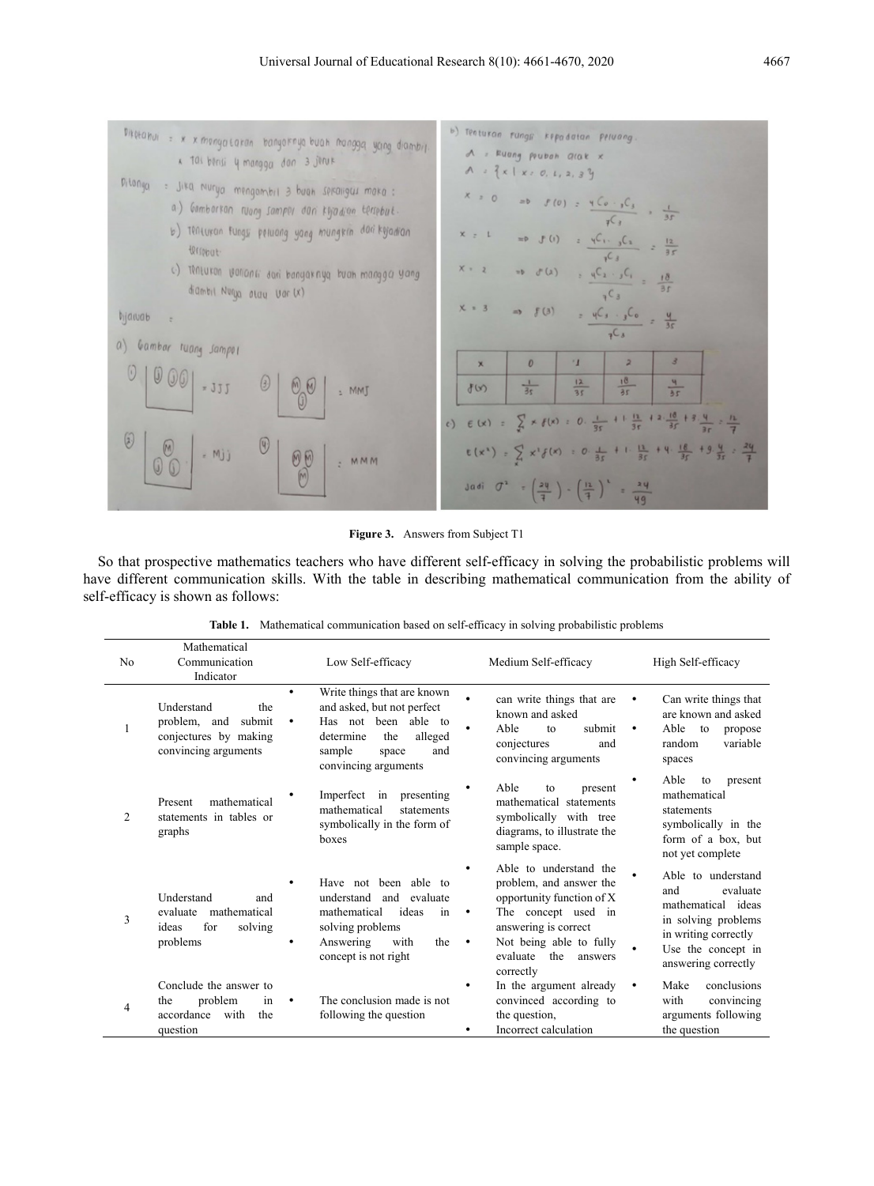Figure 3. Answers from Subject T1

So that prospective mathematics teachers who have different self-efficacy in solving the probabilistic problems will have different communication skills. With the table in describing mathematical communication from the ability of self-efficacy is shown as follows:

Table 1. Mathematical communication based on self-efficacy in solving probabilistic problems

| No | Mathematical Communication Indicator | Low Self-efficacy | Medium Self-efficacy | High Self-efficacy |
|---|---|---|---|---|
| 1 | Understand the problem, and submit conjectures by making convincing arguments | • Write things that are known and asked, but not perfect<br>• Has not been able to determine the alleged sample space and convincing arguments | • can write things that are known and asked<br>• Able to submit conjectures and convincing arguments | • Can write things that are known and asked<br>• Able to propose random variable spaces |
| 2 | Present mathematical statements in tables or graphs | • Imperfect in presenting mathematical statements symbolically in the form of boxes | • Able to present mathematical statements symbolically with tree diagrams, to illustrate the sample space. | • Able to present mathematical statements symbolically in the form of a box, but not yet complete |
| 3 | Understand and evaluate mathematical ideas for solving problems | • Have not been able to understand and evaluate mathematical ideas in solving problems<br>• Answering with the concept is not right | • Able to understand the problem, and answer the opportunity function of X<br>• The concept used in answering is correct<br>• Not being able to fully evaluate the answers correctly | • Able to understand and evaluate mathematical ideas in solving problems in writing correctly<br>• Use the concept in answering correctly |
| 4 | Conclude the answer to the problem in accordance with the question | • The conclusion made is not following the question | • In the argument already convinced according to the question,<br>• Incorrect calculation | • Make conclusions with convincing arguments following the question |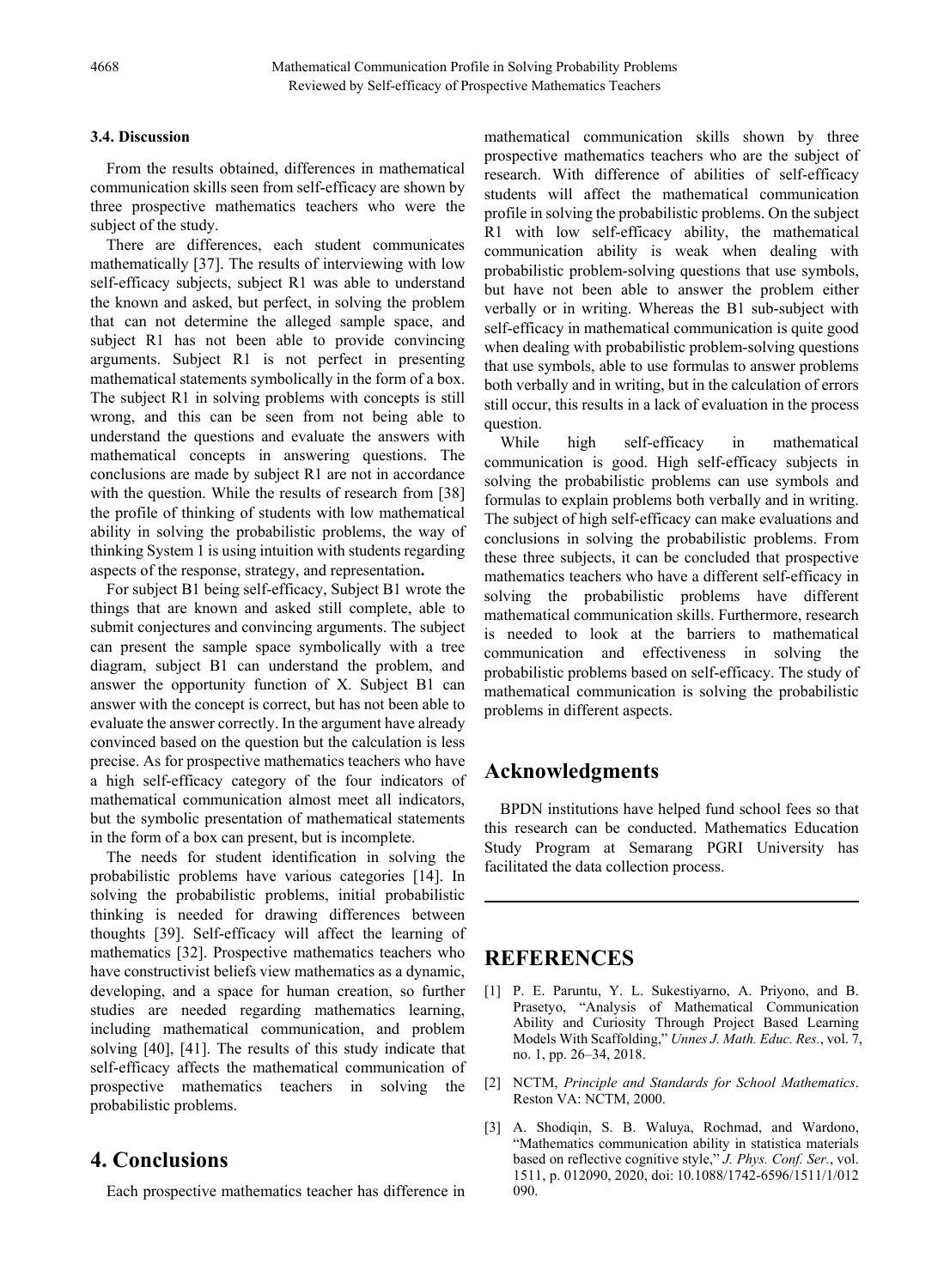### 3.4. Discussion

From the results obtained, differences in mathematical communication skills seen from self-efficacy are shown by three prospective mathematics teachers who were the subject of the study.

There are differences, each student communicates mathematically [37]. The results of interviewing with low self-efficacy subjects, subject R1 was able to understand the known and asked, but perfect, in solving the problem that can not determine the alleged sample space, and subject R1 has not been able to provide convincing arguments. Subject R1 is not perfect in presenting mathematical statements symbolically in the form of a box. The subject R1 in solving problems with concepts is still wrong, and this can be seen from not being able to understand the questions and evaluate the answers with mathematical concepts in answering questions. The conclusions are made by subject R1 are not in accordance with the question. While the results of research from [38] the profile of thinking of students with low mathematical ability in solving the probabilistic problems, the way of thinking System 1 is using intuition with students regarding aspects of the response, strategy, and representation**.**

For subject B1 being self-efficacy, Subject B1 wrote the things that are known and asked still complete, able to submit conjectures and convincing arguments. The subject can present the sample space symbolically with a tree diagram, subject B1 can understand the problem, and answer the opportunity function of X. Subject B1 can answer with the concept is correct, but has not been able to evaluate the answer correctly. In the argument have already convinced based on the question but the calculation is less precise. As for prospective mathematics teachers who have a high self-efficacy category of the four indicators of mathematical communication almost meet all indicators, but the symbolic presentation of mathematical statements in the form of a box can present, but is incomplete.

The needs for student identification in solving the probabilistic problems have various categories [14]. In solving the probabilistic problems, initial probabilistic thinking is needed for drawing differences between thoughts [39]. Self-efficacy will affect the learning of mathematics [32]. Prospective mathematics teachers who have constructivist beliefs view mathematics as a dynamic, developing, and a space for human creation, so further studies are needed regarding mathematics learning, including mathematical communication, and problem solving [40], [41]. The results of this study indicate that self-efficacy affects the mathematical communication of prospective mathematics teachers in solving the probabilistic problems.

## 4. Conclusions

Each prospective mathematics teacher has difference in mathematical communication skills shown by three prospective mathematics teachers who are the subject of research. With difference of abilities of self-efficacy students will affect the mathematical communication profile in solving the probabilistic problems. On the subject R1 with low self-efficacy ability, the mathematical communication ability is weak when dealing with probabilistic problem-solving questions that use symbols, but have not been able to answer the problem either verbally or in writing. Whereas the B1 sub-subject with self-efficacy in mathematical communication is quite good when dealing with probabilistic problem-solving questions that use symbols, able to use formulas to answer problems both verbally and in writing, but in the calculation of errors still occur, this results in a lack of evaluation in the process question.

While high self-efficacy in mathematical communication is good. High self-efficacy subjects in solving the probabilistic problems can use symbols and formulas to explain problems both verbally and in writing. The subject of high self-efficacy can make evaluations and conclusions in solving the probabilistic problems. From these three subjects, it can be concluded that prospective mathematics teachers who have a different self-efficacy in solving the probabilistic problems have different mathematical communication skills. Furthermore, research is needed to look at the barriers to mathematical communication and effectiveness in solving the probabilistic problems based on self-efficacy. The study of mathematical communication is solving the probabilistic problems in different aspects.

## Acknowledgments

BPDN institutions have helped fund school fees so that this research can be conducted. Mathematics Education Study Program at Semarang PGRI University has facilitated the data collection process.

## REFERENCES

[1] P. E. Paruntu, Y. L. Sukestiyarno, A. Priyono, and B. Prasetyo, "Analysis of Mathematical Communication Ability and Curiosity Through Project Based Learning Models With Scaffolding," *Unnes J. Math. Educ. Res.*, vol. 7, no. 1, pp. 26–34, 2018.

[2] NCTM, *Principle and Standards for School Mathematics*. Reston VA: NCTM, 2000.

[3] A. Shodiqin, S. B. Waluya, Rochmad, and Wardono, "Mathematics communication ability in statistica materials based on reflective cognitive style," *J. Phys. Conf. Ser.*, vol. 1511, p. 012090, 2020, doi: 10.1088/1742-6596/1511/1/012090.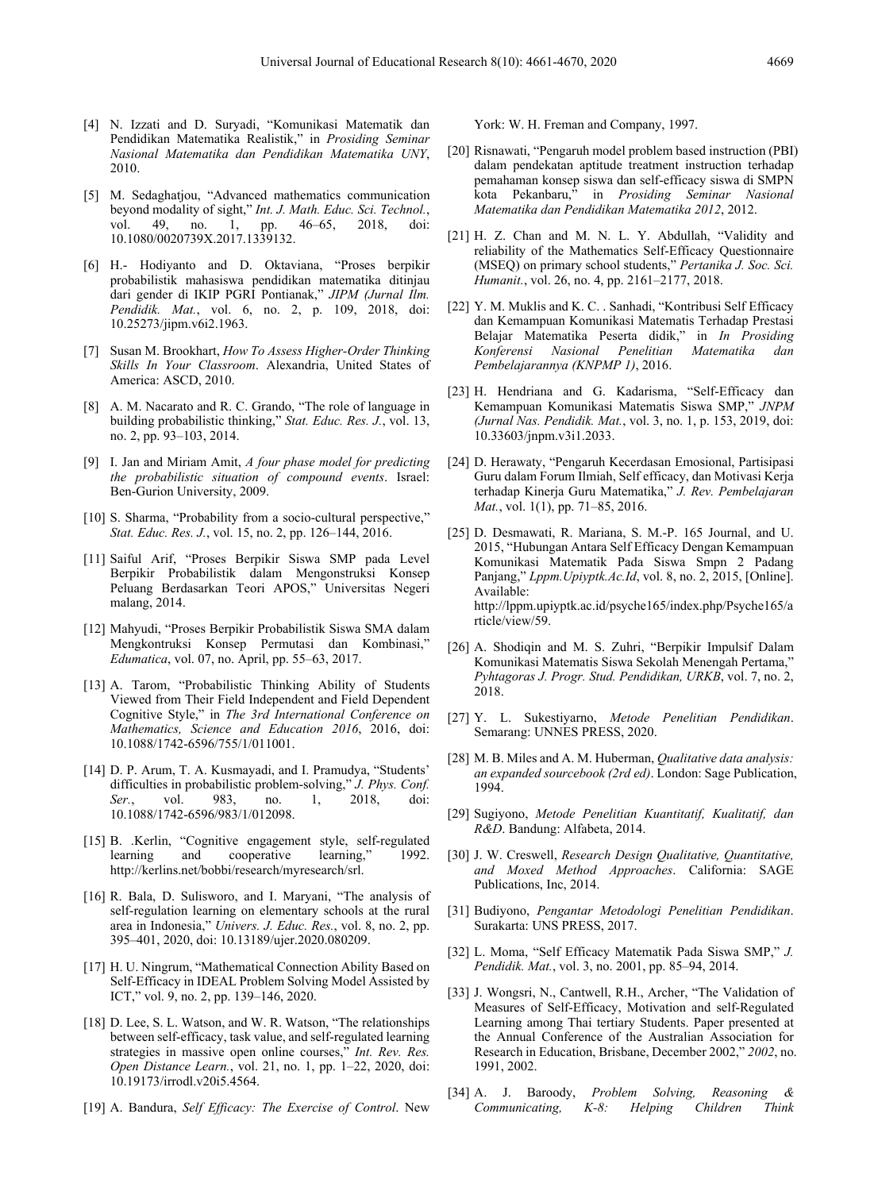[4] N. Izzati and D. Suryadi, "Komunikasi Matematik dan Pendidikan Matematika Realistik," in *Prosiding Seminar Nasional Matematika dan Pendidikan Matematika UNY*, 2010.

[5] M. Sedaghatjou, "Advanced mathematics communication beyond modality of sight," *Int. J. Math. Educ. Sci. Technol.*, vol. 49, no. 1, pp. 46–65, 2018, doi: 10.1080/0020739X.2017.1339132.

[6] H.- Hodiyanto and D. Oktaviana, "Proses berpikir probabilistik mahasiswa pendidikan matematika ditinjau dari gender di IKIP PGRI Pontianak," *JIPM (Jurnal Ilm. Pendidik. Mat.*, vol. 6, no. 2, p. 109, 2018, doi: 10.25273/jipm.v6i2.1963.

[7] Susan M. Brookhart, *How To Assess Higher-Order Thinking Skills In Your Classroom*. Alexandria, United States of America: ASCD, 2010.

[8] A. M. Nacarato and R. C. Grando, "The role of language in building probabilistic thinking," *Stat. Educ. Res. J.*, vol. 13, no. 2, pp. 93–103, 2014.

[9] I. Jan and Miriam Amit, *A four phase model for predicting the probabilistic situation of compound events*. Israel: Ben-Gurion University, 2009.

[10] S. Sharma, "Probability from a socio-cultural perspective," *Stat. Educ. Res. J.*, vol. 15, no. 2, pp. 126–144, 2016.

[11] Saiful Arif, "Proses Berpikir Siswa SMP pada Level Berpikir Probabilistik dalam Mengonstruksi Konsep Peluang Berdasarkan Teori APOS," Universitas Negeri malang, 2014.

[12] Mahyudi, "Proses Berpikir Probabilistik Siswa SMA dalam Mengkontruksi Konsep Permutasi dan Kombinasi," *Edumatica*, vol. 07, no. April, pp. 55–63, 2017.

[13] A. Tarom, "Probabilistic Thinking Ability of Students Viewed from Their Field Independent and Field Dependent Cognitive Style," in *The 3rd International Conference on Mathematics, Science and Education 2016*, 2016, doi: 10.1088/1742-6596/755/1/011001.

[14] D. P. Arum, T. A. Kusmayadi, and I. Pramudya, "Students' difficulties in probabilistic problem-solving," *J. Phys. Conf. Ser.*, vol. 983, no. 1, 2018, doi: 10.1088/1742-6596/983/1/012098.

[15] B. .Kerlin, "Cognitive engagement style, self-regulated learning and cooperative learning," 1992. http://kerlins.net/bobbi/research/myresearch/srl.

[16] R. Bala, D. Sulisworo, and I. Maryani, "The analysis of self-regulation learning on elementary schools at the rural area in Indonesia," *Univers. J. Educ. Res.*, vol. 8, no. 2, pp. 395–401, 2020, doi: 10.13189/ujer.2020.080209.

[17] H. U. Ningrum, "Mathematical Connection Ability Based on Self-Efficacy in IDEAL Problem Solving Model Assisted by ICT," vol. 9, no. 2, pp. 139–146, 2020.

[18] D. Lee, S. L. Watson, and W. R. Watson, "The relationships between self-efficacy, task value, and self-regulated learning strategies in massive open online courses," *Int. Rev. Res. Open Distance Learn.*, vol. 21, no. 1, pp. 1–22, 2020, doi: 10.19173/irrodl.v20i5.4564.

[19] A. Bandura, *Self Efficacy: The Exercise of Control*. New York: W. H. Freman and Company, 1997.

[20] Risnawati, "Pengaruh model problem based instruction (PBI) dalam pendekatan aptitude treatment instruction terhadap pemahaman konsep siswa dan self-efficacy siswa di SMPN kota Pekanbaru," in *Prosiding Seminar Nasional Matematika dan Pendidikan Matematika 2012*, 2012.

[21] H. Z. Chan and M. N. L. Y. Abdullah, "Validity and reliability of the Mathematics Self-Efficacy Questionnaire (MSEQ) on primary school students," *Pertanika J. Soc. Sci. Humanit.*, vol. 26, no. 4, pp. 2161–2177, 2018.

[22] Y. M. Muklis and K. C. . Sanhadi, "Kontribusi Self Efficacy dan Kemampuan Komunikasi Matematis Terhadap Prestasi Belajar Matematika Peserta didik," in *In Prosiding Konferensi Nasional Penelitian Matematika dan Pembelajarannya (KNPMP 1)*, 2016.

[23] H. Hendriana and G. Kadarisma, "Self-Efficacy dan Kemampuan Komunikasi Matematis Siswa SMP," *JNPM (Jurnal Nas. Pendidik. Mat.*, vol. 3, no. 1, p. 153, 2019, doi: 10.33603/jnpm.v3i1.2033.

[24] D. Herawaty, "Pengaruh Kecerdasan Emosional, Partisipasi Guru dalam Forum Ilmiah, Self efficacy, dan Motivasi Kerja terhadap Kinerja Guru Matematika," *J. Rev. Pembelajaran Mat.*, vol. 1(1), pp. 71–85, 2016.

[25] D. Desmawati, R. Mariana, S. M.-P. 165 Journal, and U. 2015, "Hubungan Antara Self Efficacy Dengan Kemampuan Komunikasi Matematik Pada Siswa Smpn 2 Padang Panjang," *Lppm.Upiyptk.Ac.Id*, vol. 8, no. 2, 2015, [Online]. Available: http://lppm.upiyptk.ac.id/psyche165/index.php/Psyche165/article/view/59.

[26] A. Shodiqin and M. S. Zuhri, "Berpikir Impulsif Dalam Komunikasi Matematis Siswa Sekolah Menengah Pertama," *Pyhtagoras J. Progr. Stud. Pendidikan, URKB*, vol. 7, no. 2, 2018.

[27] Y. L. Sukestiyarno, *Metode Penelitian Pendidikan*. Semarang: UNNES PRESS, 2020.

[28] M. B. Miles and A. M. Huberman, *Qualitative data analysis: an expanded sourcebook (2rd ed)*. London: Sage Publication, 1994.

[29] Sugiyono, *Metode Penelitian Kuantitatif, Kualitatif, dan R&D*. Bandung: Alfabeta, 2014.

[30] J. W. Creswell, *Research Design Qualitative, Quantitative, and Moxed Method Approaches*. California: SAGE Publications, Inc, 2014.

[31] Budiyono, *Pengantar Metodologi Penelitian Pendidikan*. Surakarta: UNS PRESS, 2017.

[32] L. Moma, "Self Efficacy Matematik Pada Siswa SMP," *J. Pendidik. Mat.*, vol. 3, no. 2001, pp. 85–94, 2014.

[33] J. Wongsri, N., Cantwell, R.H., Archer, "The Validation of Measures of Self-Efficacy, Motivation and self-Regulated Learning among Thai tertiary Students. Paper presented at the Annual Conference of the Australian Association for Research in Education, Brisbane, December 2002," *2002*, no. 1991, 2002.

[34] A. J. Baroody, *Problem Solving, Reasoning & Communicating, K-8: Helping Children Think*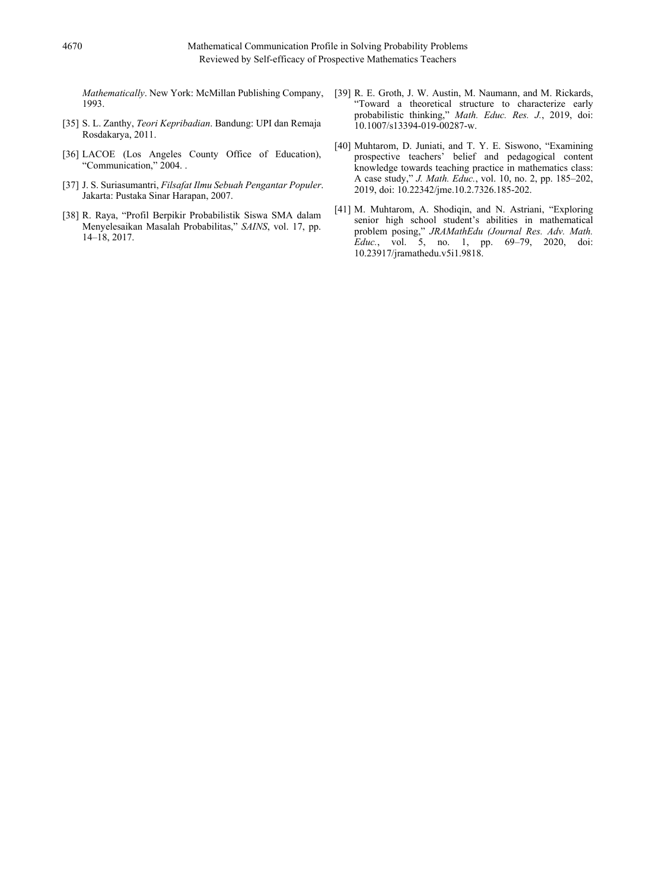*Mathematically*. New York: McMillan Publishing Company, 1993.

[35] S. L. Zanthy, *Teori Kepribadian*. Bandung: UPI dan Remaja Rosdakarya, 2011.

[36] LACOE (Los Angeles County Office of Education), "Communication," 2004. .

[37] J. S. Suriasumantri, *Filsafat Ilmu Sebuah Pengantar Populer*. Jakarta: Pustaka Sinar Harapan, 2007.

[38] R. Raya, "Profil Berpikir Probabilistik Siswa SMA dalam Menyelesaikan Masalah Probabilitas," *SAINS*, vol. 17, pp. 14–18, 2017.

[39] R. E. Groth, J. W. Austin, M. Naumann, and M. Rickards, "Toward a theoretical structure to characterize early probabilistic thinking," *Math. Educ. Res. J.*, 2019, doi: 10.1007/s13394-019-00287-w.

[40] Muhtarom, D. Juniati, and T. Y. E. Siswono, "Examining prospective teachers' belief and pedagogical content knowledge towards teaching practice in mathematics class: A case study," *J. Math. Educ.*, vol. 10, no. 2, pp. 185–202, 2019, doi: 10.22342/jme.10.2.7326.185-202.

[41] M. Muhtarom, A. Shodiqin, and N. Astriani, "Exploring senior high school student's abilities in mathematical problem posing," *JRAMathEdu (Journal Res. Adv. Math. Educ.*, vol. 5, no. 1, pp. 69–79, 2020, doi: 10.23917/jramathedu.v5i1.9818.